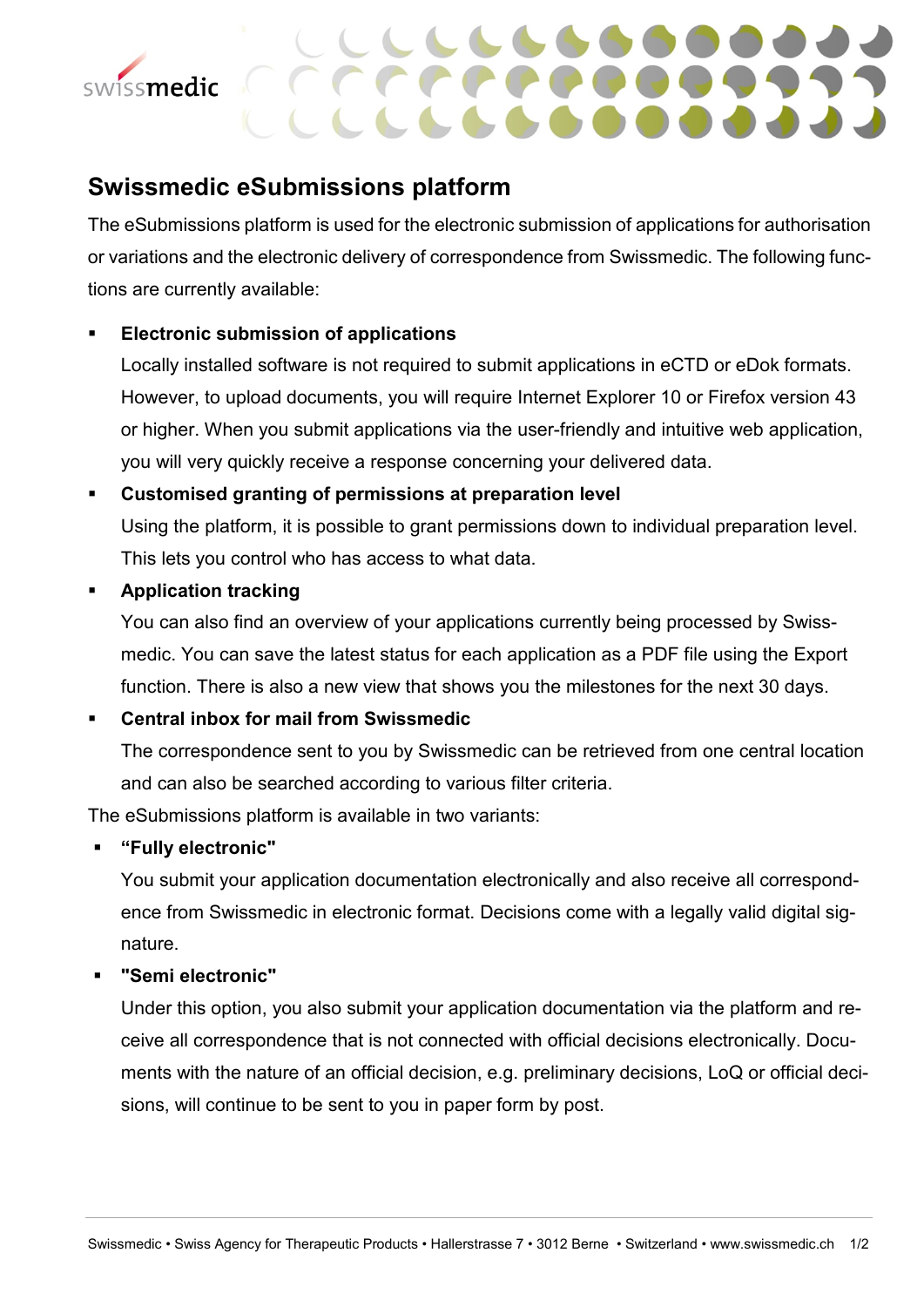# Swissmedic eSubmissions platform

The eSubmissions platform is used for the electronic submission of applications for authorisation or variations and the electronic delivery of correspondence from Swissmedic. The following functions are currently available:

- **Electronic submission of applications**
  
  Locally installed software is not required to submit applications in eCTD or eDok formats. However, to upload documents, you will require Internet Explorer 10 or Firefox version 43 or higher. When you submit applications via the user-friendly and intuitive web application, you will very quickly receive a response concerning your delivered data.

- **Customised granting of permissions at preparation level**
  
  Using the platform, it is possible to grant permissions down to individual preparation level. This lets you control who has access to what data.

- **Application tracking**
  
  You can also find an overview of your applications currently being processed by Swissmedic. You can save the latest status for each application as a PDF file using the Export function. There is also a new view that shows you the milestones for the next 30 days.

- **Central inbox for mail from Swissmedic**
  
  The correspondence sent to you by Swissmedic can be retrieved from one central location and can also be searched according to various filter criteria.

The eSubmissions platform is available in two variants:

- **“Fully electronic"**
  
  You submit your application documentation electronically and also receive all correspondence from Swissmedic in electronic format. Decisions come with a legally valid digital signature.

- **"Semi electronic"**
  
  Under this option, you also submit your application documentation via the platform and receive all correspondence that is not connected with official decisions electronically. Documents with the nature of an official decision, e.g. preliminary decisions, LoQ or official decisions, will continue to be sent to you in paper form by post.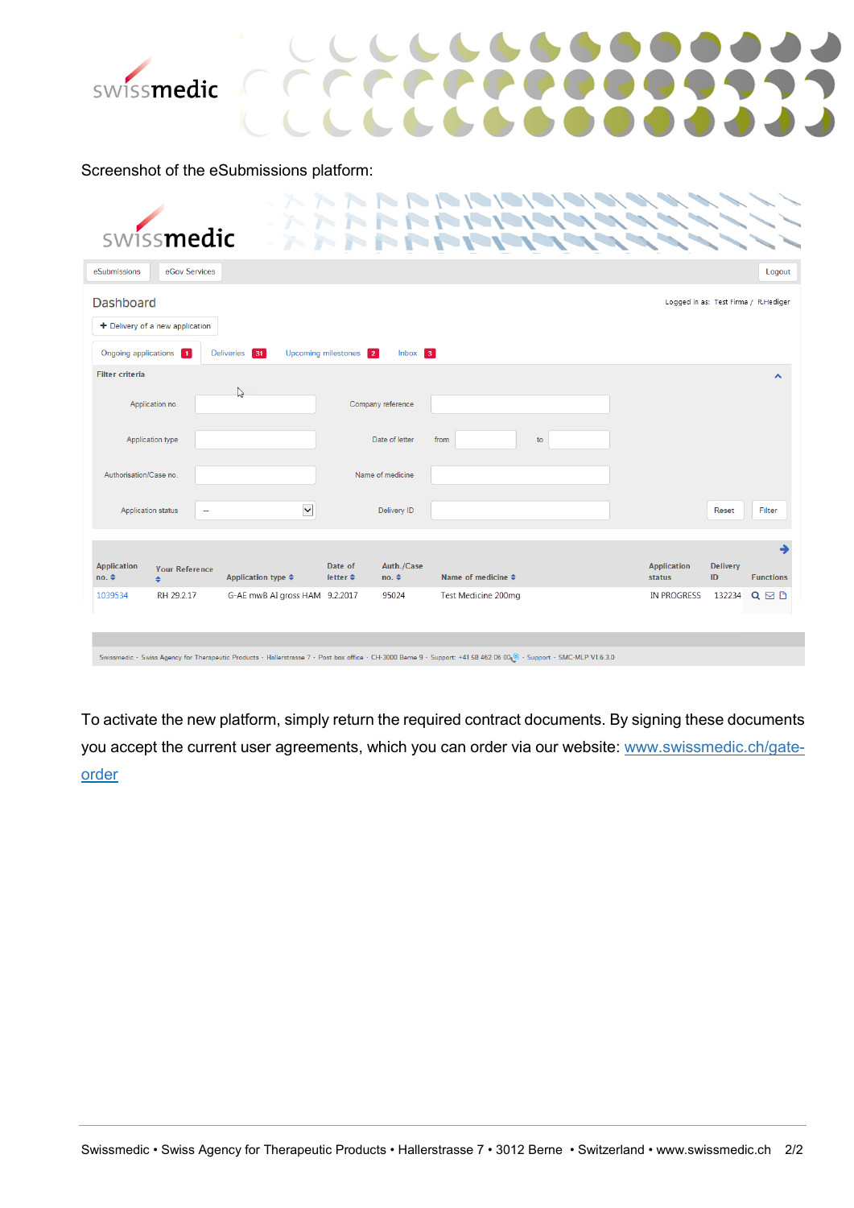Screenshot of the eSubmissions platform:

swissmedic

eSubmissions | eGov Services | Logout

Dashboard

Logged in as: Test Firma / R.Hediger

+ Delivery of a new application

Ongoing applications 1 | Deliveries 31 | Upcoming milestones 2 | Inbox 3

Filter criteria

Application no. | Company reference

Application type | Date of letter from | to

Authorisation/Case no. | Name of medicine

Application status -- | Delivery ID | Reset | Filter

| Application no. | Your Reference | Application type | Date of letter | Auth./Case no. | Name of medicine | Application status | Delivery ID | Functions |
|---|---|---|---|---|---|---|---|---|
| 1039534 | RH 29.2.17 | G-AE mwB AI gross HAM | 9.2.2017 | 95024 | Test Medicine 200mg | IN PROGRESS | 132234 | |

Swissmedic - Swiss Agency for Therapeutic Products - Hallerstrasse 7 - Post box office - CH-3000 Berne 9 - Support: +41 58 462 06 00 - Support - SMC-MLP V1.6.3.0

To activate the new platform, simply return the required contract documents. By signing these documents you accept the current user agreements, which you can order via our website: [www.swissmedic.ch/gate-order](www.swissmedic.ch/gate-order)